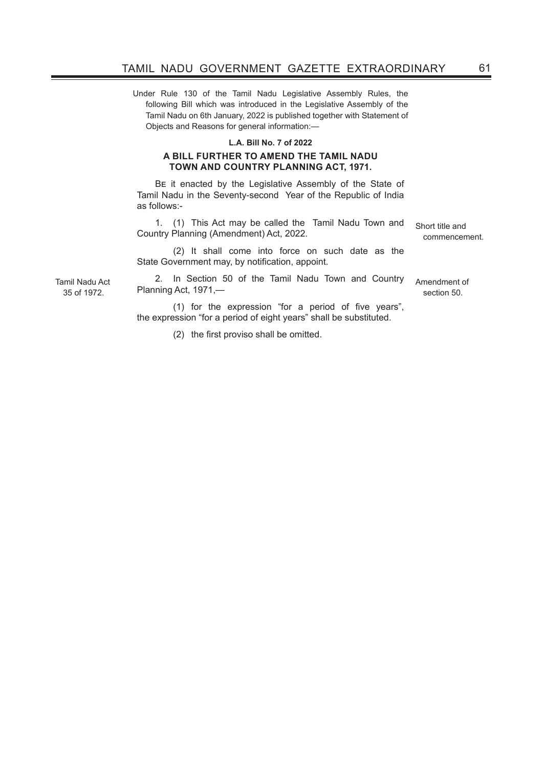Under Rule 130 of the Tamil Nadu Legislative Assembly Rules, the following Bill which was introduced in the Legislative Assembly of the Tamil Nadu on 6th January, 2022 is published together with Statement of Objects and Reasons for general information:—

**L.A. Bill No. 7 of 2022**

**A BILL FURTHER TO AMEND THE TAMIL NADU TOWN AND COUNTRY PLANNING ACT, 1971.**

Be it enacted by the Legislative Assembly of the State of Tamil Nadu in the Seventy-second Year of the Republic of India as follows:-

Short title and commencement.

1. (1) This Act may be called the Tamil Nadu Town and Country Planning (Amendment) Act, 2022.

(2) It shall come into force on such date as the State Government may, by notification, appoint.

Amendment of section 50.

Tamil Nadu Act 35 of 1972.

2. In Section 50 of the Tamil Nadu Town and Country Planning Act, 1971,—

(1) for the expression "for a period of five years", the expression "for a period of eight years" shall be substituted.

(2) the first proviso shall be omitted.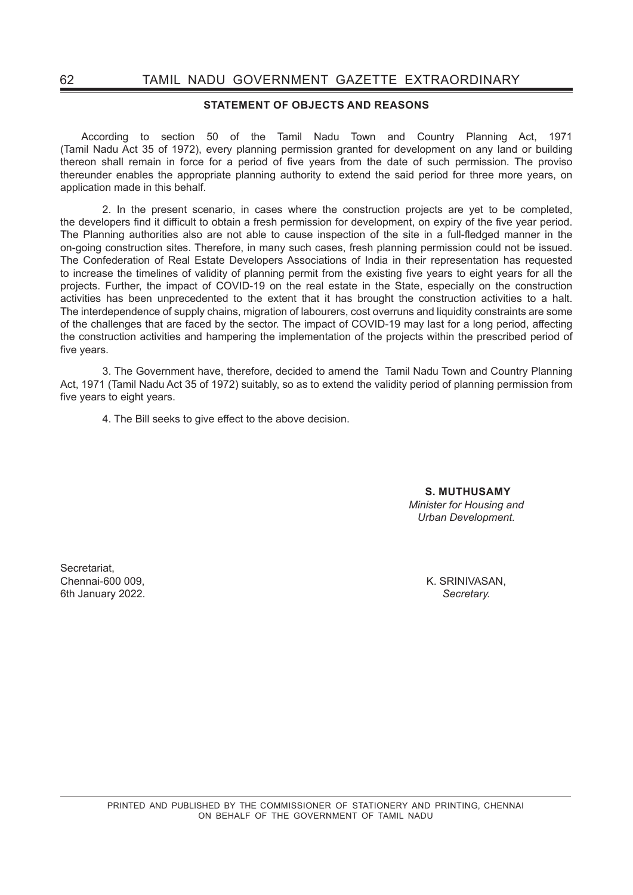## STATEMENT OF OBJECTS AND REASONS

According to section 50 of the Tamil Nadu Town and Country Planning Act, 1971 (Tamil Nadu Act 35 of 1972), every planning permission granted for development on any land or building thereon shall remain in force for a period of five years from the date of such permission. The proviso thereunder enables the appropriate planning authority to extend the said period for three more years, on application made in this behalf.

2. In the present scenario, in cases where the construction projects are yet to be completed, the developers find it difficult to obtain a fresh permission for development, on expiry of the five year period. The Planning authorities also are not able to cause inspection of the site in a full-fledged manner in the on-going construction sites. Therefore, in many such cases, fresh planning permission could not be issued. The Confederation of Real Estate Developers Associations of India in their representation has requested to increase the timelines of validity of planning permit from the existing five years to eight years for all the projects. Further, the impact of COVID-19 on the real estate in the State, especially on the construction activities has been unprecedented to the extent that it has brought the construction activities to a halt. The interdependence of supply chains, migration of labourers, cost overruns and liquidity constraints are some of the challenges that are faced by the sector. The impact of COVID-19 may last for a long period, affecting the construction activities and hampering the implementation of the projects within the prescribed period of five years.

3. The Government have, therefore, decided to amend the Tamil Nadu Town and Country Planning Act, 1971 (Tamil Nadu Act 35 of 1972) suitably, so as to extend the validity period of planning permission from five years to eight years.

4. The Bill seeks to give effect to the above decision.

**S. MUTHUSAMY**
*Minister for Housing and Urban Development.*

Secretariat,
Chennai-600 009,
6th January 2022.

K. SRINIVASAN,
*Secretary.*

PRINTED AND PUBLISHED BY THE COMMISSIONER OF STATIONERY AND PRINTING, CHENNAI ON BEHALF OF THE GOVERNMENT OF TAMIL NADU